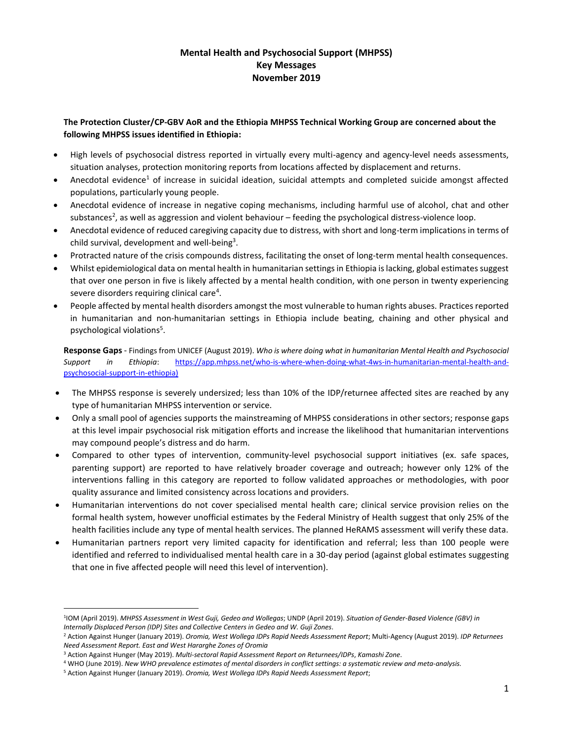# Mental Health and Psychosocial Support (MHPSS)
# Key Messages
# November 2019

**The Protection Cluster/CP-GBV AoR and the Ethiopia MHPSS Technical Working Group are concerned about the following MHPSS issues identified in Ethiopia:**

- High levels of psychosocial distress reported in virtually every multi-agency and agency-level needs assessments, situation analyses, protection monitoring reports from locations affected by displacement and returns.
- Anecdotal evidence[1] of increase in suicidal ideation, suicidal attempts and completed suicide amongst affected populations, particularly young people.
- Anecdotal evidence of increase in negative coping mechanisms, including harmful use of alcohol, chat and other substances[2], as well as aggression and violent behaviour – feeding the psychological distress-violence loop.
- Anecdotal evidence of reduced caregiving capacity due to distress, with short and long-term implications in terms of child survival, development and well-being[3].
- Protracted nature of the crisis compounds distress, facilitating the onset of long-term mental health consequences.
- Whilst epidemiological data on mental health in humanitarian settings in Ethiopia is lacking, global estimates suggest that over one person in five is likely affected by a mental health condition, with one person in twenty experiencing severe disorders requiring clinical care[4].
- People affected by mental health disorders amongst the most vulnerable to human rights abuses. Practices reported in humanitarian and non-humanitarian settings in Ethiopia include beating, chaining and other physical and psychological violations[5].

**Response Gaps** - Findings from UNICEF (August 2019). *Who is where doing what in humanitarian Mental Health and Psychosocial Support in Ethiopia*: https://app.mhpss.net/who-is-where-when-doing-what-4ws-in-humanitarian-mental-health-and-psychosocial-support-in-ethiopia)

- The MHPSS response is severely undersized; less than 10% of the IDP/returnee affected sites are reached by any type of humanitarian MHPSS intervention or service.
- Only a small pool of agencies supports the mainstreaming of MHPSS considerations in other sectors; response gaps at this level impair psychosocial risk mitigation efforts and increase the likelihood that humanitarian interventions may compound people's distress and do harm.
- Compared to other types of intervention, community-level psychosocial support initiatives (ex. safe spaces, parenting support) are reported to have relatively broader coverage and outreach; however only 12% of the interventions falling in this category are reported to follow validated approaches or methodologies, with poor quality assurance and limited consistency across locations and providers.
- Humanitarian interventions do not cover specialised mental health care; clinical service provision relies on the formal health system, however unofficial estimates by the Federal Ministry of Health suggest that only 25% of the health facilities include any type of mental health services. The planned HeRAMS assessment will verify these data.
- Humanitarian partners report very limited capacity for identification and referral; less than 100 people were identified and referred to individualised mental health care in a 30-day period (against global estimates suggesting that one in five affected people will need this level of intervention).

---

[1] IOM (April 2019). *MHPSS Assessment in West Guji, Gedeo and Wollegas*; UNDP (April 2019). *Situation of Gender-Based Violence (GBV) in Internally Displaced Person (IDP) Sites and Collective Centers in Gedeo and W. Guji Zones*.

[2] Action Against Hunger (January 2019). *Oromia, West Wollega IDPs Rapid Needs Assessment Report*; Multi-Agency (August 2019). *IDP Returnees Need Assessment Report. East and West Hararghe Zones of Oromia*

[3] Action Against Hunger (May 2019). *Multi-sectoral Rapid Assessment Report on Returnees/IDPs*, *Kamashi Zone*.

[4] WHO (June 2019). *New WHO prevalence estimates of mental disorders in conflict settings: a systematic review and meta-analysis.*

[5] Action Against Hunger (January 2019). *Oromia, West Wollega IDPs Rapid Needs Assessment Report*;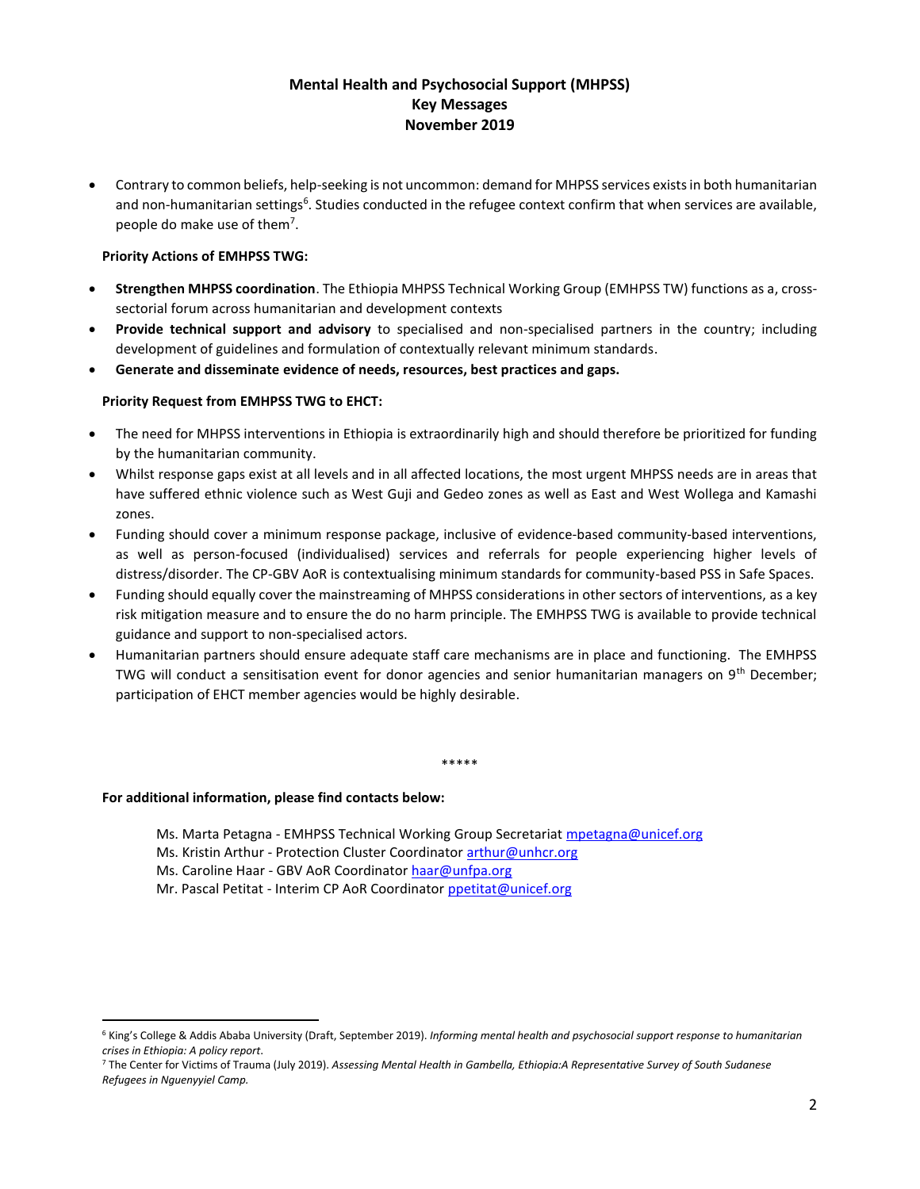# Mental Health and Psychosocial Support (MHPSS)
# Key Messages
# November 2019

- Contrary to common beliefs, help-seeking is not uncommon: demand for MHPSS services exists in both humanitarian and non-humanitarian settings[6]. Studies conducted in the refugee context confirm that when services are available, people do make use of them[7].

**Priority Actions of EMHPSS TWG:**

- **Strengthen MHPSS coordination**. The Ethiopia MHPSS Technical Working Group (EMHPSS TW) functions as a, cross-sectorial forum across humanitarian and development contexts
- **Provide technical support and advisory** to specialised and non-specialised partners in the country; including development of guidelines and formulation of contextually relevant minimum standards.
- **Generate and disseminate evidence of needs, resources, best practices and gaps.**

**Priority Request from EMHPSS TWG to EHCT:**

- The need for MHPSS interventions in Ethiopia is extraordinarily high and should therefore be prioritized for funding by the humanitarian community.
- Whilst response gaps exist at all levels and in all affected locations, the most urgent MHPSS needs are in areas that have suffered ethnic violence such as West Guji and Gedeo zones as well as East and West Wollega and Kamashi zones.
- Funding should cover a minimum response package, inclusive of evidence-based community-based interventions, as well as person-focused (individualised) services and referrals for people experiencing higher levels of distress/disorder. The CP-GBV AoR is contextualising minimum standards for community-based PSS in Safe Spaces.
- Funding should equally cover the mainstreaming of MHPSS considerations in other sectors of interventions, as a key risk mitigation measure and to ensure the do no harm principle. The EMHPSS TWG is available to provide technical guidance and support to non-specialised actors.
- Humanitarian partners should ensure adequate staff care mechanisms are in place and functioning. The EMHPSS TWG will conduct a sensitisation event for donor agencies and senior humanitarian managers on 9th December; participation of EHCT member agencies would be highly desirable.

*****

**For additional information, please find contacts below:**

Ms. Marta Petagna - EMHPSS Technical Working Group Secretariat mpetagna@unicef.org
Ms. Kristin Arthur - Protection Cluster Coordinator arthur@unhcr.org
Ms. Caroline Haar - GBV AoR Coordinator haar@unfpa.org
Mr. Pascal Petitat - Interim CP AoR Coordinator ppetitat@unicef.org

---

[6] King's College & Addis Ababa University (Draft, September 2019). *Informing mental health and psychosocial support response to humanitarian crises in Ethiopia: A policy report*.

[7] The Center for Victims of Trauma (July 2019). *Assessing Mental Health in Gambella, Ethiopia:A Representative Survey of South Sudanese Refugees in Nguenyyiel Camp.*